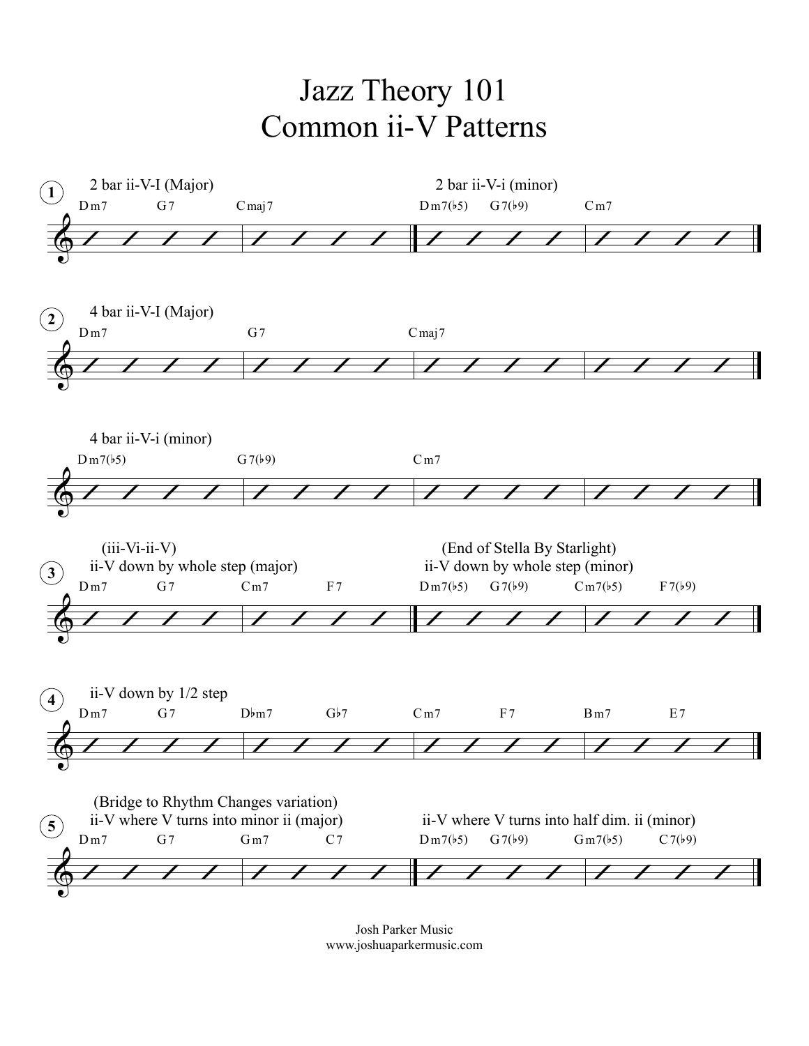# Jazz Theory 101
# Common ii-V Patterns

**1**

2 bar ii-V-I (Major)

Dm7 G7 | Cmaj7 |

2 bar ii-V-i (minor)

Dm7(♭5) G7(♭9) | Cm7 |

**2**

4 bar ii-V-I (Major)

Dm7 | G7 | Cmaj7 | |

4 bar ii-V-i (minor)

Dm7(♭5) | G7(♭9) | Cm7 | |

**3**

(iii-Vi-ii-V)
ii-V down by whole step (major)

Dm7 G7 | Cm7 F7 |

(End of Stella By Starlight)
ii-V down by whole step (minor)

Dm7(♭5) G7(♭9) | Cm7(♭5) F7(♭9) |

**4**

ii-V down by 1/2 step

Dm7 G7 | D♭m7 G♭7 | Cm7 F7 | Bm7 E7 |

**5**

(Bridge to Rhythm Changes variation)
ii-V where V turns into minor ii (major)

Dm7 G7 | Gm7 C7 |

ii-V where V turns into half dim. ii (minor)

Dm7(♭5) G7(♭9) | Gm7(♭5) C7(♭9) |

Josh Parker Music
www.joshuaparkermusic.com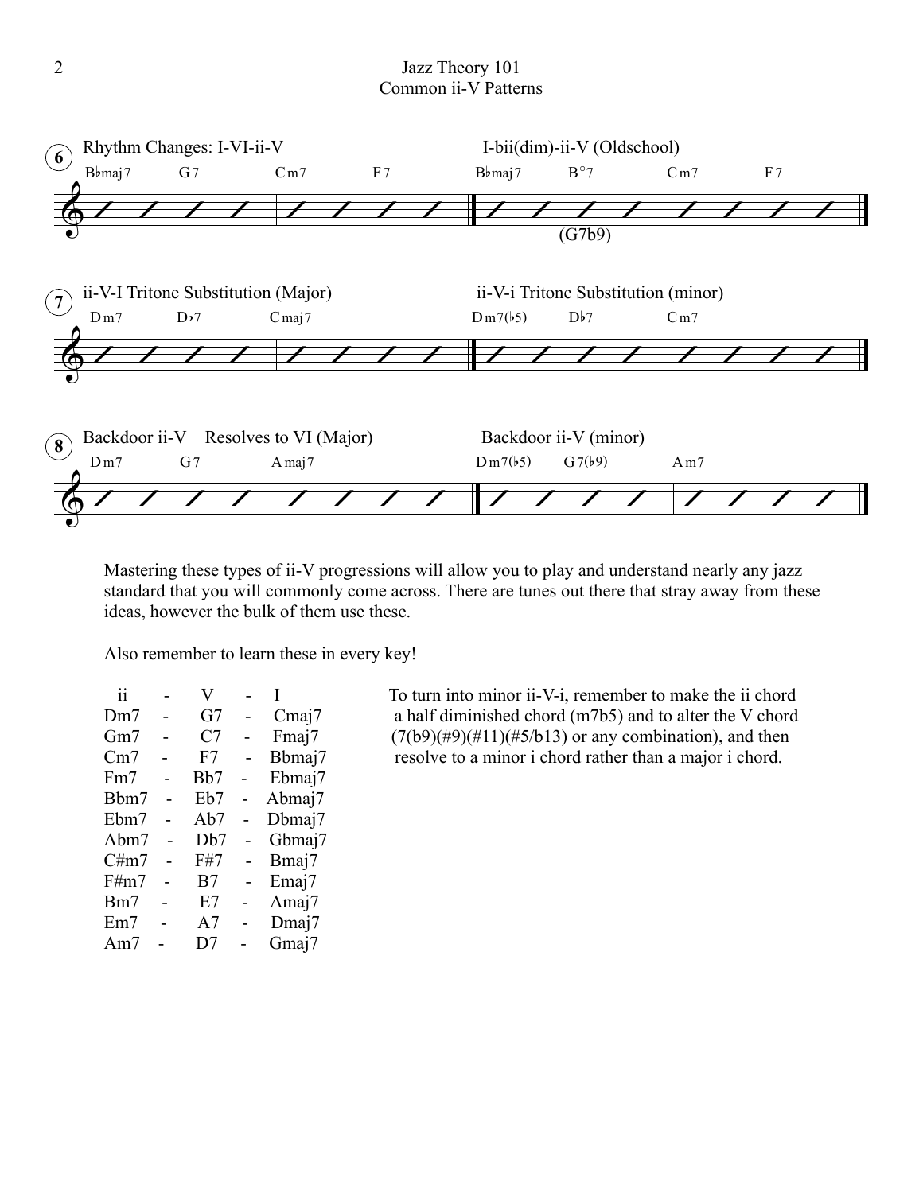# Jazz Theory 101
## Common ii-V Patterns

**6** Rhythm Changes: I-VI-ii-V

Bbmaj7 G7 | Cm7 F7

I-bii(dim)-ii-V (Oldschool)

Bbmaj7 B°7 | Cm7 F7

(G7b9)

**7** ii-V-I Tritone Substitution (Major)

Dm7 Db7 | Cmaj7

ii-V-i Tritone Substitution (minor)

Dm7(b5) Db7 | Cm7

**8** Backdoor ii-V Resolves to VI (Major)

Dm7 G7 | Amaj7

Backdoor ii-V (minor)

Dm7(b5) G7(b9) | Am7

Mastering these types of ii-V progressions will allow you to play and understand nearly any jazz standard that you will commonly come across. There are tunes out there that stray away from these ideas, however the bulk of them use these.

Also remember to learn these in every key!

| ii | V | I |
|---|---|---|
| Dm7 | G7 | Cmaj7 |
| Gm7 | C7 | Fmaj7 |
| Cm7 | F7 | Bbmaj7 |
| Fm7 | Bb7 | Ebmaj7 |
| Bbm7 | Eb7 | Abmaj7 |
| Ebm7 | Ab7 | Dbmaj7 |
| Abm7 | Db7 | Gbmaj7 |
| C#m7 | F#7 | Bmaj7 |
| F#m7 | B7 | Emaj7 |
| Bm7 | E7 | Amaj7 |
| Em7 | A7 | Dmaj7 |
| Am7 | D7 | Gmaj7 |

To turn into minor ii-V-i, remember to make the ii chord a half diminished chord (m7b5) and to alter the V chord (7(b9)(#9)(#11)(#5/b13) or any combination), and then resolve to a minor i chord rather than a major i chord.